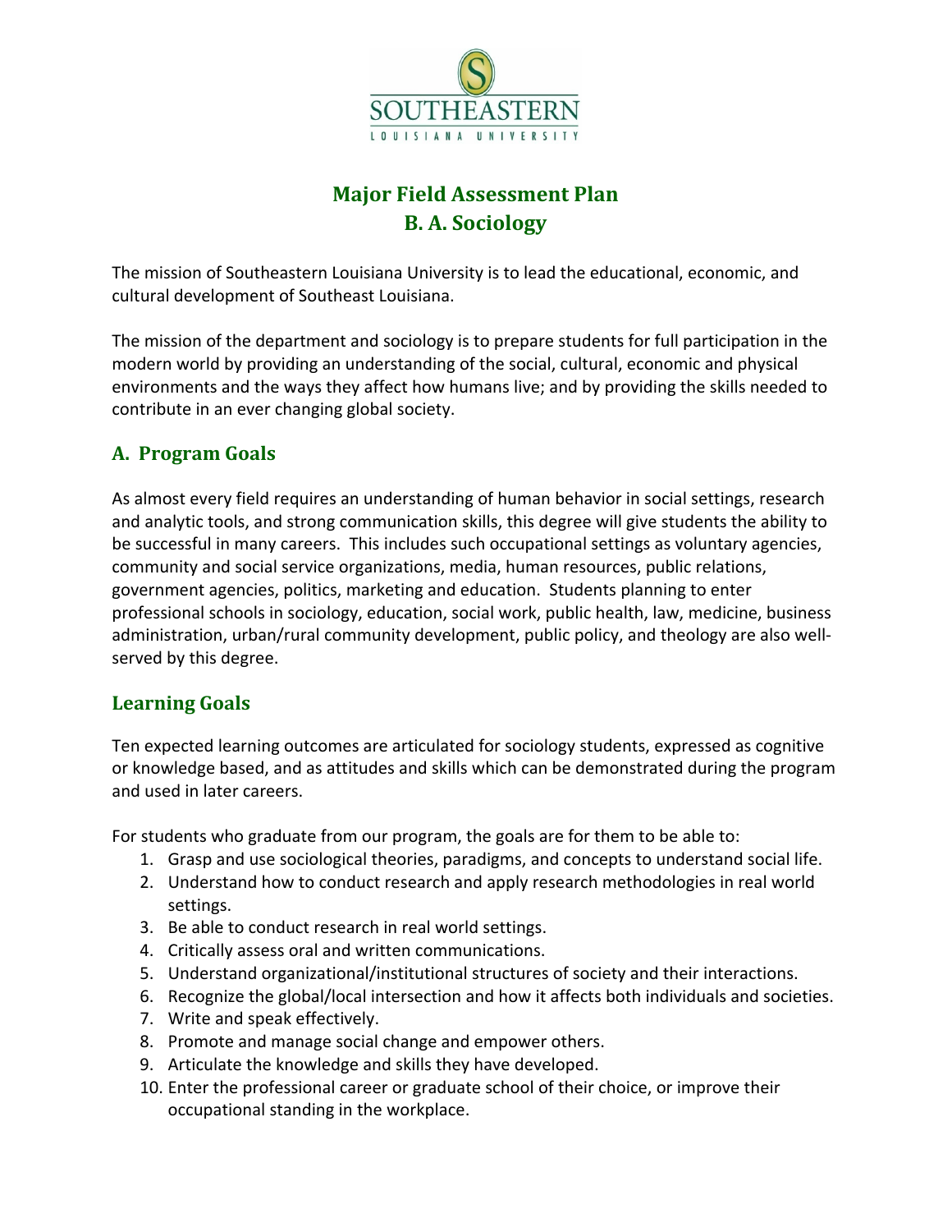# Major Field Assessment Plan
# B. A. Sociology

The mission of Southeastern Louisiana University is to lead the educational, economic, and cultural development of Southeast Louisiana.

The mission of the department and sociology is to prepare students for full participation in the modern world by providing an understanding of the social, cultural, economic and physical environments and the ways they affect how humans live; and by providing the skills needed to contribute in an ever changing global society.

## A. Program Goals

As almost every field requires an understanding of human behavior in social settings, research and analytic tools, and strong communication skills, this degree will give students the ability to be successful in many careers. This includes such occupational settings as voluntary agencies, community and social service organizations, media, human resources, public relations, government agencies, politics, marketing and education. Students planning to enter professional schools in sociology, education, social work, public health, law, medicine, business administration, urban/rural community development, public policy, and theology are also well-served by this degree.

## Learning Goals

Ten expected learning outcomes are articulated for sociology students, expressed as cognitive or knowledge based, and as attitudes and skills which can be demonstrated during the program and used in later careers.

For students who graduate from our program, the goals are for them to be able to:

1. Grasp and use sociological theories, paradigms, and concepts to understand social life.
2. Understand how to conduct research and apply research methodologies in real world settings.
3. Be able to conduct research in real world settings.
4. Critically assess oral and written communications.
5. Understand organizational/institutional structures of society and their interactions.
6. Recognize the global/local intersection and how it affects both individuals and societies.
7. Write and speak effectively.
8. Promote and manage social change and empower others.
9. Articulate the knowledge and skills they have developed.
10. Enter the professional career or graduate school of their choice, or improve their occupational standing in the workplace.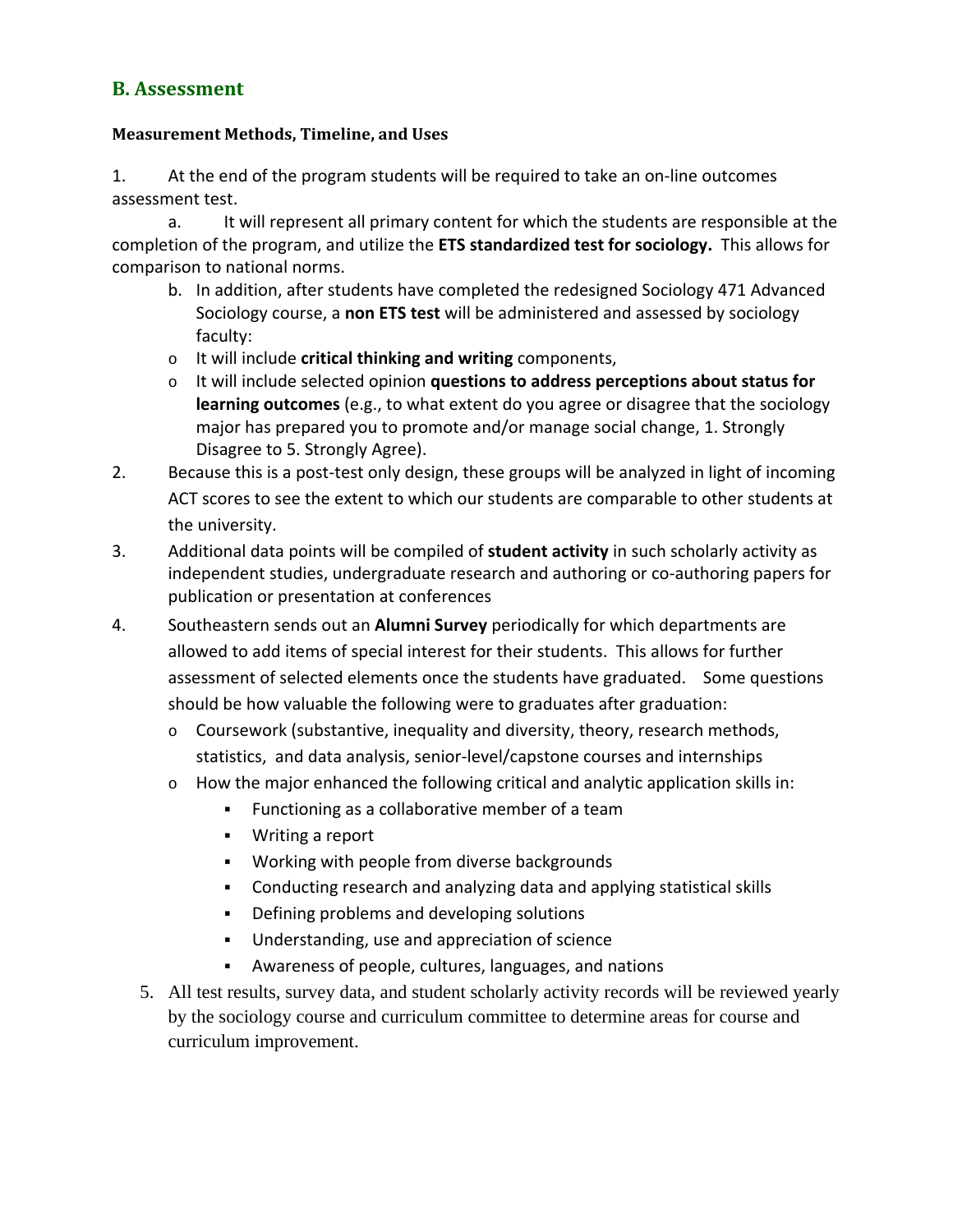## B. Assessment

### Measurement Methods, Timeline, and Uses

1. At the end of the program students will be required to take an on-line outcomes assessment test.
   a. It will represent all primary content for which the students are responsible at the completion of the program, and utilize the **ETS standardized test for sociology.** This allows for comparison to national norms.
   b. In addition, after students have completed the redesigned Sociology 471 Advanced Sociology course, a **non ETS test** will be administered and assessed by sociology faculty:
      - It will include **critical thinking and writing** components,
      - It will include selected opinion **questions to address perceptions about status for learning outcomes** (e.g., to what extent do you agree or disagree that the sociology major has prepared you to promote and/or manage social change, 1. Strongly Disagree to 5. Strongly Agree).
2. Because this is a post-test only design, these groups will be analyzed in light of incoming ACT scores to see the extent to which our students are comparable to other students at the university.
3. Additional data points will be compiled of **student activity** in such scholarly activity as independent studies, undergraduate research and authoring or co-authoring papers for publication or presentation at conferences
4. Southeastern sends out an **Alumni Survey** periodically for which departments are allowed to add items of special interest for their students. This allows for further assessment of selected elements once the students have graduated. Some questions should be how valuable the following were to graduates after graduation:
   - Coursework (substantive, inequality and diversity, theory, research methods, statistics, and data analysis, senior-level/capstone courses and internships
   - How the major enhanced the following critical and analytic application skills in:
     - Functioning as a collaborative member of a team
     - Writing a report
     - Working with people from diverse backgrounds
     - Conducting research and analyzing data and applying statistical skills
     - Defining problems and developing solutions
     - Understanding, use and appreciation of science
     - Awareness of people, cultures, languages, and nations
5. All test results, survey data, and student scholarly activity records will be reviewed yearly by the sociology course and curriculum committee to determine areas for course and curriculum improvement.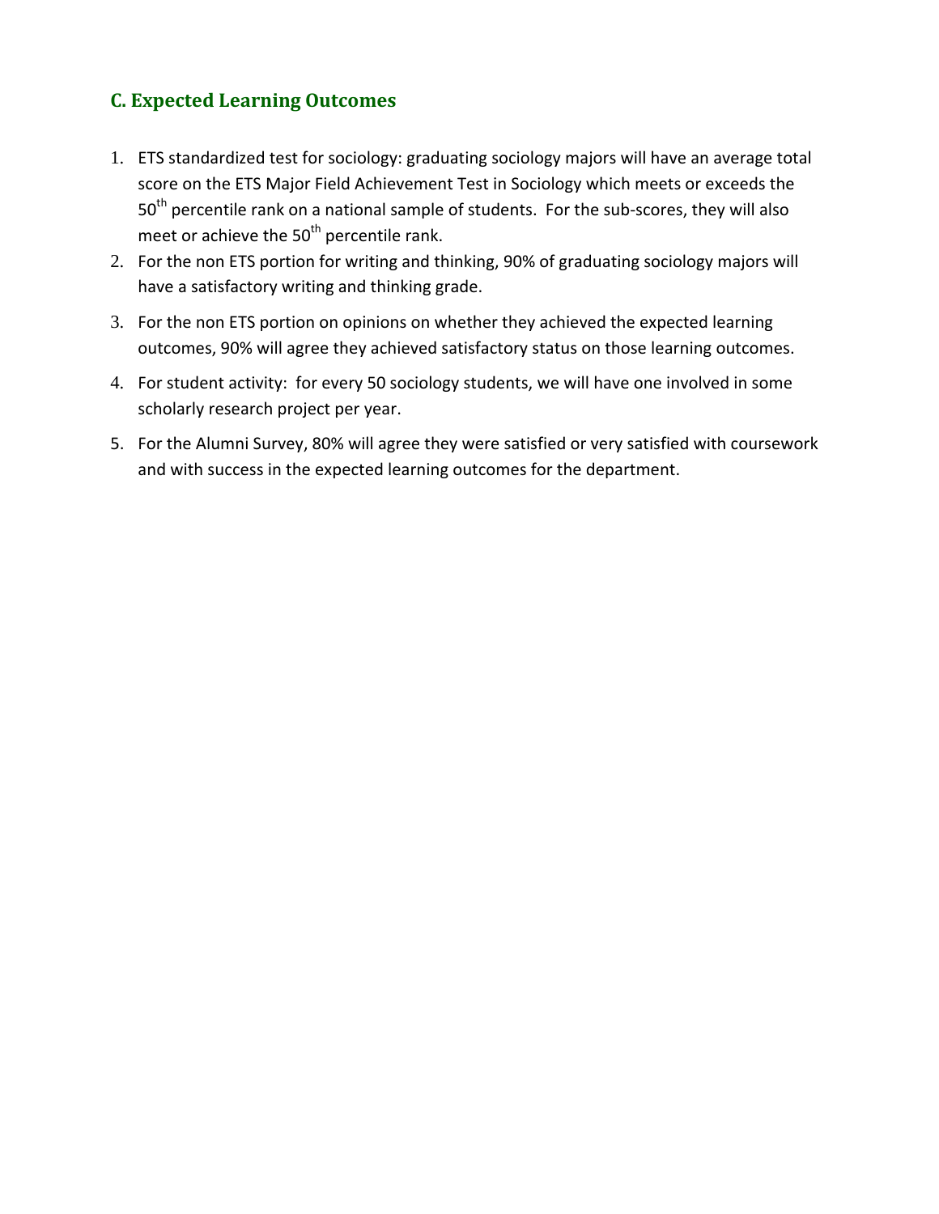## C. Expected Learning Outcomes

1. ETS standardized test for sociology: graduating sociology majors will have an average total score on the ETS Major Field Achievement Test in Sociology which meets or exceeds the 50$^{th}$ percentile rank on a national sample of students. For the sub-scores, they will also meet or achieve the 50$^{th}$ percentile rank.
2. For the non ETS portion for writing and thinking, 90% of graduating sociology majors will have a satisfactory writing and thinking grade.
3. For the non ETS portion on opinions on whether they achieved the expected learning outcomes, 90% will agree they achieved satisfactory status on those learning outcomes.
4. For student activity: for every 50 sociology students, we will have one involved in some scholarly research project per year.
5. For the Alumni Survey, 80% will agree they were satisfied or very satisfied with coursework and with success in the expected learning outcomes for the department.